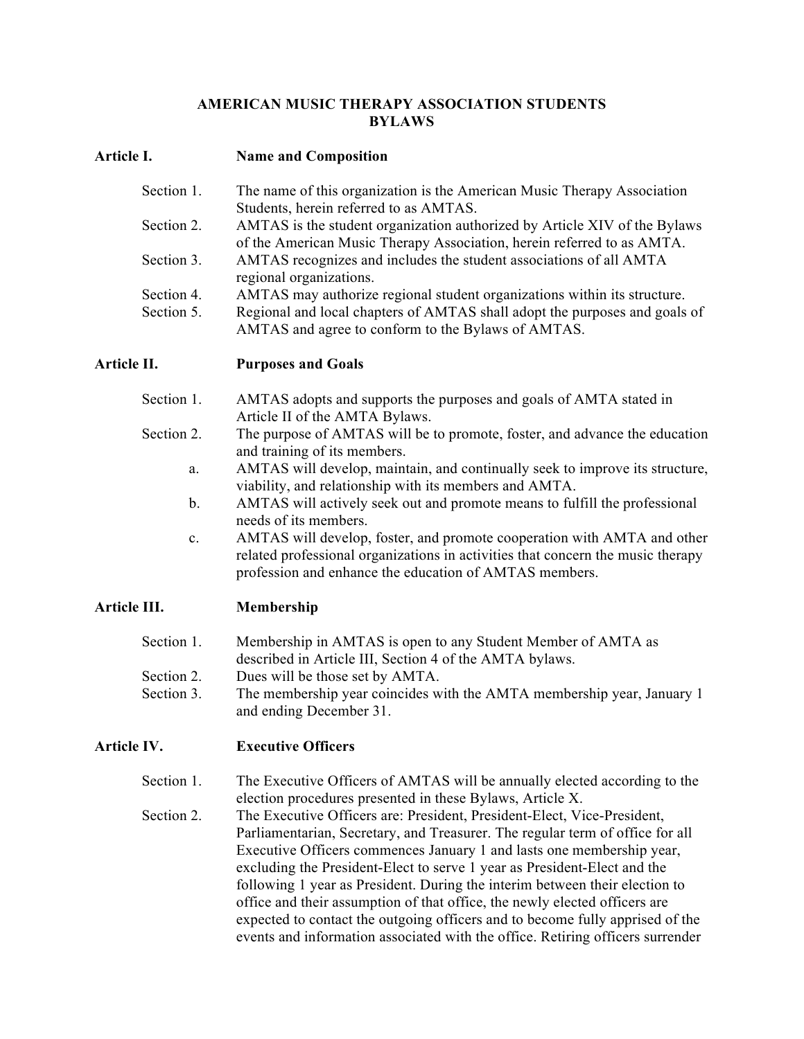# AMERICAN MUSIC THERAPY ASSOCIATION STUDENTS BYLAWS

## Article I. Name and Composition

Section 1. The name of this organization is the American Music Therapy Association Students, herein referred to as AMTAS.

Section 2. AMTAS is the student organization authorized by Article XIV of the Bylaws of the American Music Therapy Association, herein referred to as AMTA.

Section 3. AMTAS recognizes and includes the student associations of all AMTA regional organizations.

Section 4. AMTAS may authorize regional student organizations within its structure.

Section 5. Regional and local chapters of AMTAS shall adopt the purposes and goals of AMTAS and agree to conform to the Bylaws of AMTAS.

## Article II. Purposes and Goals

Section 1. AMTAS adopts and supports the purposes and goals of AMTA stated in Article II of the AMTA Bylaws.

Section 2. The purpose of AMTAS will be to promote, foster, and advance the education and training of its members.

a. AMTAS will develop, maintain, and continually seek to improve its structure, viability, and relationship with its members and AMTA.

b. AMTAS will actively seek out and promote means to fulfill the professional needs of its members.

c. AMTAS will develop, foster, and promote cooperation with AMTA and other related professional organizations in activities that concern the music therapy profession and enhance the education of AMTAS members.

## Article III. Membership

Section 1. Membership in AMTAS is open to any Student Member of AMTA as described in Article III, Section 4 of the AMTA bylaws.

Section 2. Dues will be those set by AMTA.

Section 3. The membership year coincides with the AMTA membership year, January 1 and ending December 31.

## Article IV. Executive Officers

Section 1. The Executive Officers of AMTAS will be annually elected according to the election procedures presented in these Bylaws, Article X.

Section 2. The Executive Officers are: President, President-Elect, Vice-President, Parliamentarian, Secretary, and Treasurer. The regular term of office for all Executive Officers commences January 1 and lasts one membership year, excluding the President-Elect to serve 1 year as President-Elect and the following 1 year as President. During the interim between their election to office and their assumption of that office, the newly elected officers are expected to contact the outgoing officers and to become fully apprised of the events and information associated with the office. Retiring officers surrender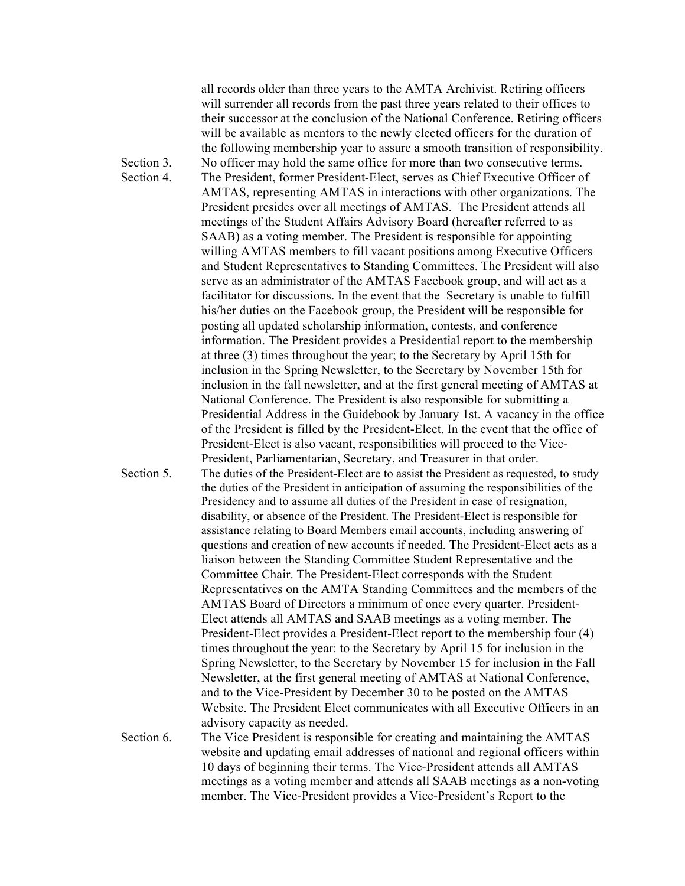all records older than three years to the AMTA Archivist. Retiring officers will surrender all records from the past three years related to their offices to their successor at the conclusion of the National Conference. Retiring officers will be available as mentors to the newly elected officers for the duration of the following membership year to assure a smooth transition of responsibility.

Section 3. No officer may hold the same office for more than two consecutive terms.

Section 4. The President, former President-Elect, serves as Chief Executive Officer of AMTAS, representing AMTAS in interactions with other organizations. The President presides over all meetings of AMTAS. The President attends all meetings of the Student Affairs Advisory Board (hereafter referred to as SAAB) as a voting member. The President is responsible for appointing willing AMTAS members to fill vacant positions among Executive Officers and Student Representatives to Standing Committees. The President will also serve as an administrator of the AMTAS Facebook group, and will act as a facilitator for discussions. In the event that the Secretary is unable to fulfill his/her duties on the Facebook group, the President will be responsible for posting all updated scholarship information, contests, and conference information. The President provides a Presidential report to the membership at three (3) times throughout the year; to the Secretary by April 15th for inclusion in the Spring Newsletter, to the Secretary by November 15th for inclusion in the fall newsletter, and at the first general meeting of AMTAS at National Conference. The President is also responsible for submitting a Presidential Address in the Guidebook by January 1st. A vacancy in the office of the President is filled by the President-Elect. In the event that the office of President-Elect is also vacant, responsibilities will proceed to the Vice-President, Parliamentarian, Secretary, and Treasurer in that order.

Section 5. The duties of the President-Elect are to assist the President as requested, to study the duties of the President in anticipation of assuming the responsibilities of the Presidency and to assume all duties of the President in case of resignation, disability, or absence of the President. The President-Elect is responsible for assistance relating to Board Members email accounts, including answering of questions and creation of new accounts if needed. The President-Elect acts as a liaison between the Standing Committee Student Representative and the Committee Chair. The President-Elect corresponds with the Student Representatives on the AMTA Standing Committees and the members of the AMTAS Board of Directors a minimum of once every quarter. President-Elect attends all AMTAS and SAAB meetings as a voting member. The President-Elect provides a President-Elect report to the membership four (4) times throughout the year: to the Secretary by April 15 for inclusion in the Spring Newsletter, to the Secretary by November 15 for inclusion in the Fall Newsletter, at the first general meeting of AMTAS at National Conference, and to the Vice-President by December 30 to be posted on the AMTAS Website. The President Elect communicates with all Executive Officers in an advisory capacity as needed.

Section 6. The Vice President is responsible for creating and maintaining the AMTAS website and updating email addresses of national and regional officers within 10 days of beginning their terms. The Vice-President attends all AMTAS meetings as a voting member and attends all SAAB meetings as a non-voting member. The Vice-President provides a Vice-President's Report to the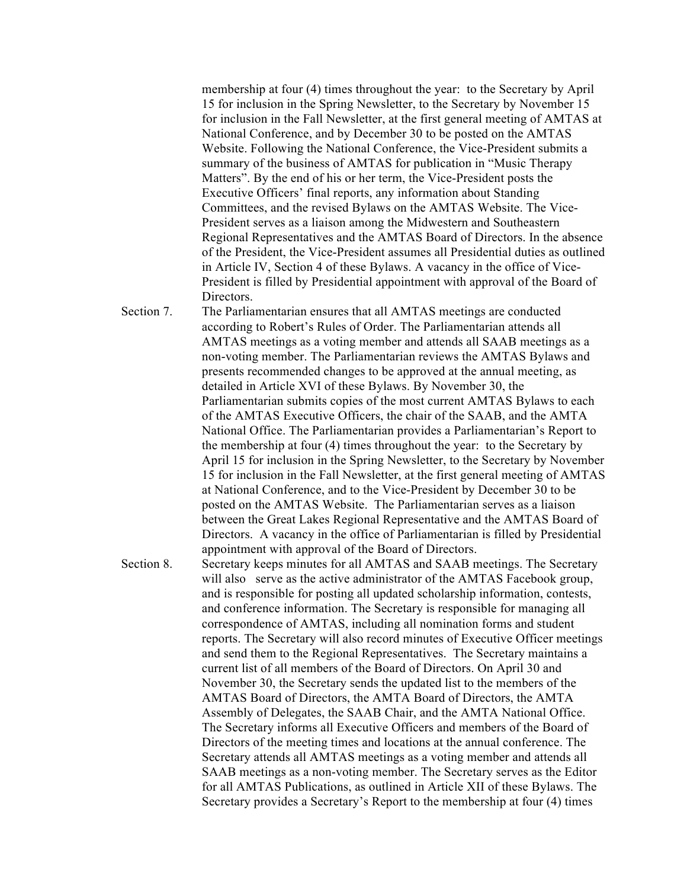membership at four (4) times throughout the year: to the Secretary by April 15 for inclusion in the Spring Newsletter, to the Secretary by November 15 for inclusion in the Fall Newsletter, at the first general meeting of AMTAS at National Conference, and by December 30 to be posted on the AMTAS Website. Following the National Conference, the Vice-President submits a summary of the business of AMTAS for publication in "Music Therapy Matters". By the end of his or her term, the Vice-President posts the Executive Officers' final reports, any information about Standing Committees, and the revised Bylaws on the AMTAS Website. The Vice-President serves as a liaison among the Midwestern and Southeastern Regional Representatives and the AMTAS Board of Directors. In the absence of the President, the Vice-President assumes all Presidential duties as outlined in Article IV, Section 4 of these Bylaws. A vacancy in the office of Vice-President is filled by Presidential appointment with approval of the Board of Directors.

Section 7. The Parliamentarian ensures that all AMTAS meetings are conducted according to Robert's Rules of Order. The Parliamentarian attends all AMTAS meetings as a voting member and attends all SAAB meetings as a non-voting member. The Parliamentarian reviews the AMTAS Bylaws and presents recommended changes to be approved at the annual meeting, as detailed in Article XVI of these Bylaws. By November 30, the Parliamentarian submits copies of the most current AMTAS Bylaws to each of the AMTAS Executive Officers, the chair of the SAAB, and the AMTA National Office. The Parliamentarian provides a Parliamentarian's Report to the membership at four (4) times throughout the year: to the Secretary by April 15 for inclusion in the Spring Newsletter, to the Secretary by November 15 for inclusion in the Fall Newsletter, at the first general meeting of AMTAS at National Conference, and to the Vice-President by December 30 to be posted on the AMTAS Website. The Parliamentarian serves as a liaison between the Great Lakes Regional Representative and the AMTAS Board of Directors. A vacancy in the office of Parliamentarian is filled by Presidential appointment with approval of the Board of Directors.

Section 8. Secretary keeps minutes for all AMTAS and SAAB meetings. The Secretary will also serve as the active administrator of the AMTAS Facebook group, and is responsible for posting all updated scholarship information, contests, and conference information. The Secretary is responsible for managing all correspondence of AMTAS, including all nomination forms and student reports. The Secretary will also record minutes of Executive Officer meetings and send them to the Regional Representatives. The Secretary maintains a current list of all members of the Board of Directors. On April 30 and November 30, the Secretary sends the updated list to the members of the AMTAS Board of Directors, the AMTA Board of Directors, the AMTA Assembly of Delegates, the SAAB Chair, and the AMTA National Office. The Secretary informs all Executive Officers and members of the Board of Directors of the meeting times and locations at the annual conference. The Secretary attends all AMTAS meetings as a voting member and attends all SAAB meetings as a non-voting member. The Secretary serves as the Editor for all AMTAS Publications, as outlined in Article XII of these Bylaws. The Secretary provides a Secretary's Report to the membership at four (4) times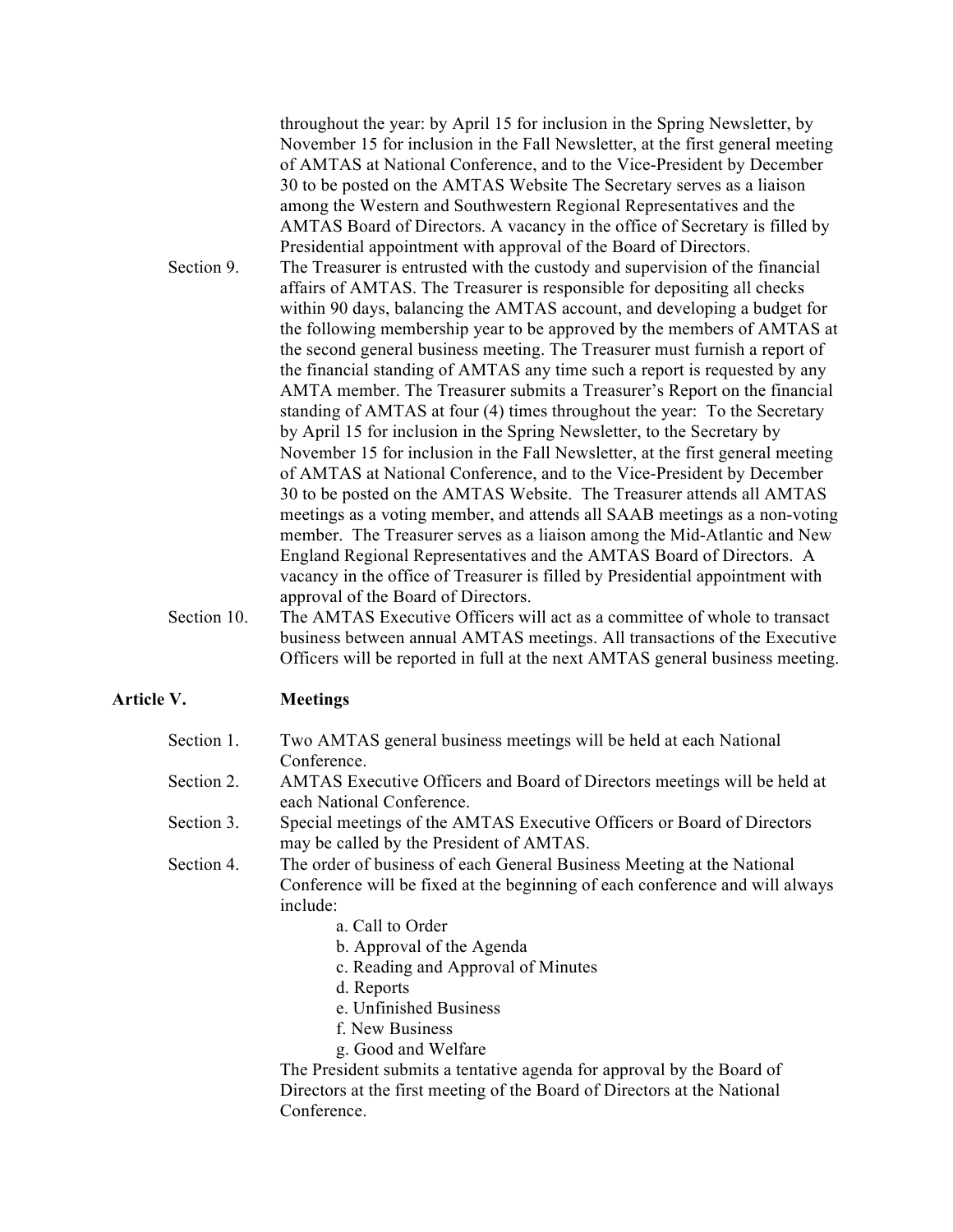throughout the year: by April 15 for inclusion in the Spring Newsletter, by November 15 for inclusion in the Fall Newsletter, at the first general meeting of AMTAS at National Conference, and to the Vice-President by December 30 to be posted on the AMTAS Website The Secretary serves as a liaison among the Western and Southwestern Regional Representatives and the AMTAS Board of Directors. A vacancy in the office of Secretary is filled by Presidential appointment with approval of the Board of Directors.

Section 9. The Treasurer is entrusted with the custody and supervision of the financial affairs of AMTAS. The Treasurer is responsible for depositing all checks within 90 days, balancing the AMTAS account, and developing a budget for the following membership year to be approved by the members of AMTAS at the second general business meeting. The Treasurer must furnish a report of the financial standing of AMTAS any time such a report is requested by any AMTA member. The Treasurer submits a Treasurer's Report on the financial standing of AMTAS at four (4) times throughout the year: To the Secretary by April 15 for inclusion in the Spring Newsletter, to the Secretary by November 15 for inclusion in the Fall Newsletter, at the first general meeting of AMTAS at National Conference, and to the Vice-President by December 30 to be posted on the AMTAS Website. The Treasurer attends all AMTAS meetings as a voting member, and attends all SAAB meetings as a non-voting member. The Treasurer serves as a liaison among the Mid-Atlantic and New England Regional Representatives and the AMTAS Board of Directors. A vacancy in the office of Treasurer is filled by Presidential appointment with approval of the Board of Directors.

Section 10. The AMTAS Executive Officers will act as a committee of whole to transact business between annual AMTAS meetings. All transactions of the Executive Officers will be reported in full at the next AMTAS general business meeting.

## Article V. Meetings

Section 1. Two AMTAS general business meetings will be held at each National Conference.

Section 2. AMTAS Executive Officers and Board of Directors meetings will be held at each National Conference.

Section 3. Special meetings of the AMTAS Executive Officers or Board of Directors may be called by the President of AMTAS.

Section 4. The order of business of each General Business Meeting at the National Conference will be fixed at the beginning of each conference and will always include:

a. Call to Order
b. Approval of the Agenda
c. Reading and Approval of Minutes
d. Reports
e. Unfinished Business
f. New Business
g. Good and Welfare

The President submits a tentative agenda for approval by the Board of Directors at the first meeting of the Board of Directors at the National Conference.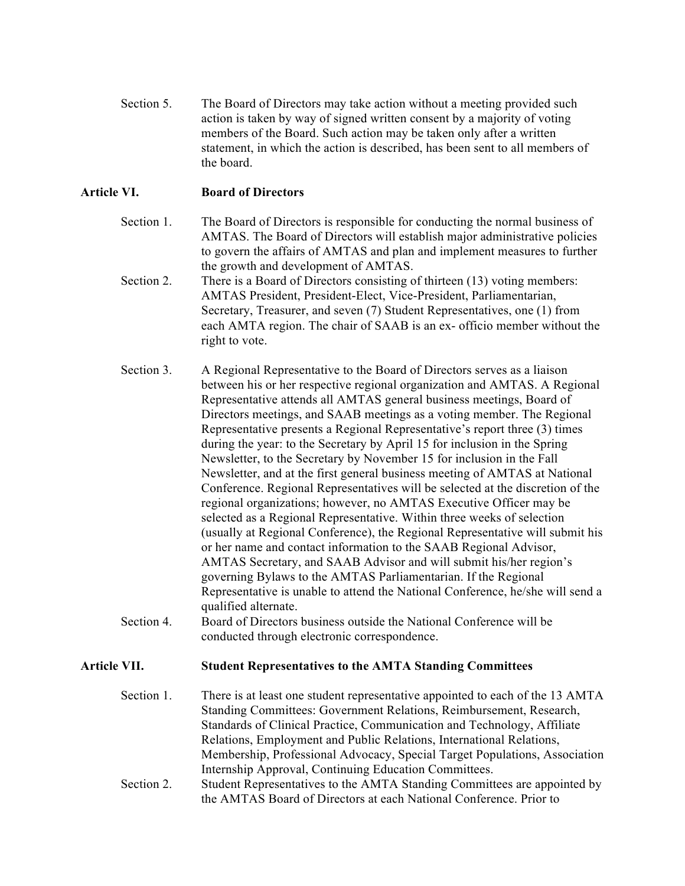Section 5. The Board of Directors may take action without a meeting provided such action is taken by way of signed written consent by a majority of voting members of the Board. Such action may be taken only after a written statement, in which the action is described, has been sent to all members of the board.

## Article VI. Board of Directors

Section 1. The Board of Directors is responsible for conducting the normal business of AMTAS. The Board of Directors will establish major administrative policies to govern the affairs of AMTAS and plan and implement measures to further the growth and development of AMTAS.

Section 2. There is a Board of Directors consisting of thirteen (13) voting members: AMTAS President, President-Elect, Vice-President, Parliamentarian, Secretary, Treasurer, and seven (7) Student Representatives, one (1) from each AMTA region. The chair of SAAB is an ex- officio member without the right to vote.

Section 3. A Regional Representative to the Board of Directors serves as a liaison between his or her respective regional organization and AMTAS. A Regional Representative attends all AMTAS general business meetings, Board of Directors meetings, and SAAB meetings as a voting member. The Regional Representative presents a Regional Representative's report three (3) times during the year: to the Secretary by April 15 for inclusion in the Spring Newsletter, to the Secretary by November 15 for inclusion in the Fall Newsletter, and at the first general business meeting of AMTAS at National Conference. Regional Representatives will be selected at the discretion of the regional organizations; however, no AMTAS Executive Officer may be selected as a Regional Representative. Within three weeks of selection (usually at Regional Conference), the Regional Representative will submit his or her name and contact information to the SAAB Regional Advisor, AMTAS Secretary, and SAAB Advisor and will submit his/her region's governing Bylaws to the AMTAS Parliamentarian. If the Regional Representative is unable to attend the National Conference, he/she will send a qualified alternate.

Section 4. Board of Directors business outside the National Conference will be conducted through electronic correspondence.

## Article VII. Student Representatives to the AMTA Standing Committees

Section 1. There is at least one student representative appointed to each of the 13 AMTA Standing Committees: Government Relations, Reimbursement, Research, Standards of Clinical Practice, Communication and Technology, Affiliate Relations, Employment and Public Relations, International Relations, Membership, Professional Advocacy, Special Target Populations, Association Internship Approval, Continuing Education Committees.

Section 2. Student Representatives to the AMTA Standing Committees are appointed by the AMTAS Board of Directors at each National Conference. Prior to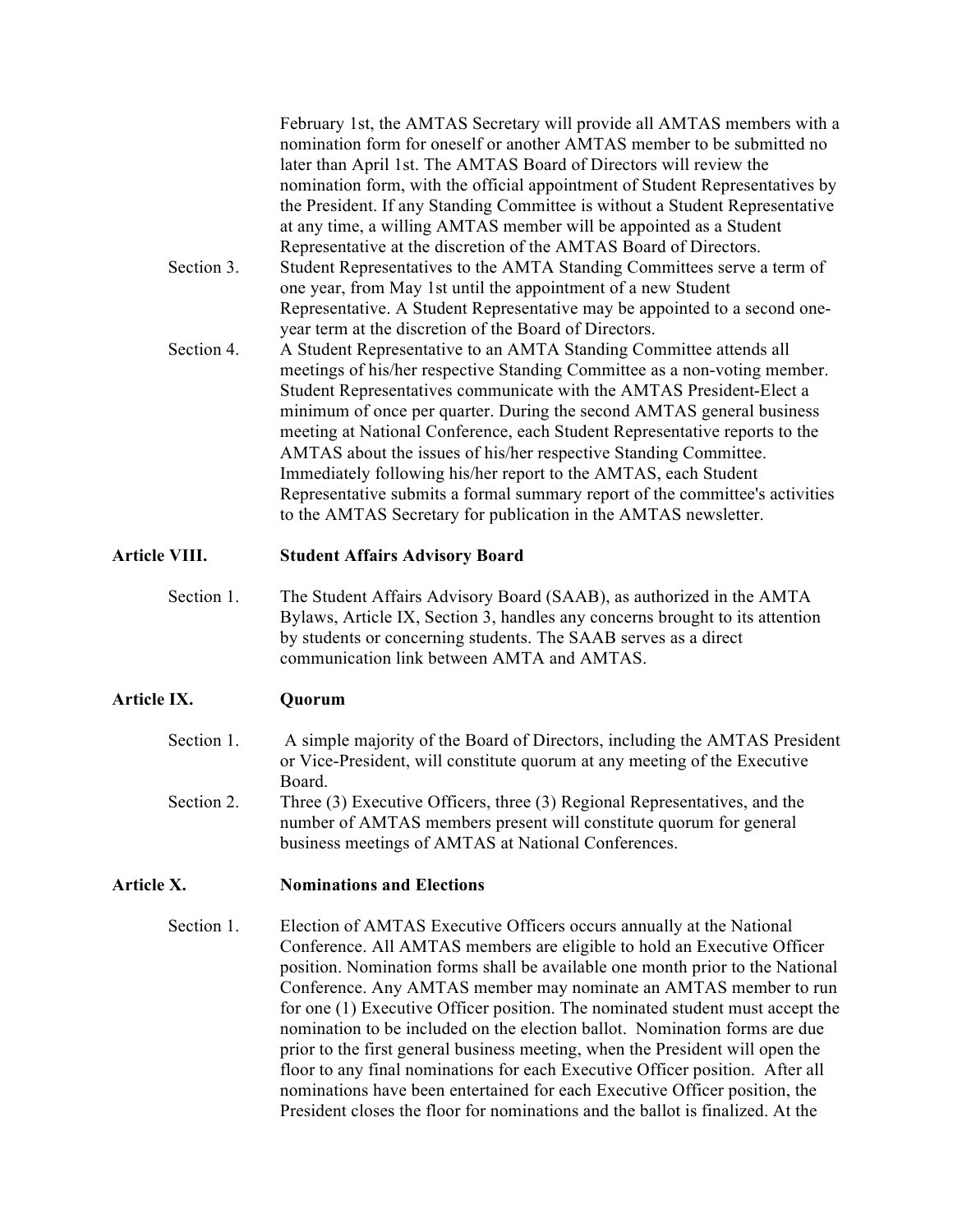February 1st, the AMTAS Secretary will provide all AMTAS members with a nomination form for oneself or another AMTAS member to be submitted no later than April 1st. The AMTAS Board of Directors will review the nomination form, with the official appointment of Student Representatives by the President. If any Standing Committee is without a Student Representative at any time, a willing AMTAS member will be appointed as a Student Representative at the discretion of the AMTAS Board of Directors.

Section 3. Student Representatives to the AMTA Standing Committees serve a term of one year, from May 1st until the appointment of a new Student Representative. A Student Representative may be appointed to a second one-year term at the discretion of the Board of Directors.

Section 4. A Student Representative to an AMTA Standing Committee attends all meetings of his/her respective Standing Committee as a non-voting member. Student Representatives communicate with the AMTAS President-Elect a minimum of once per quarter. During the second AMTAS general business meeting at National Conference, each Student Representative reports to the AMTAS about the issues of his/her respective Standing Committee. Immediately following his/her report to the AMTAS, each Student Representative submits a formal summary report of the committee's activities to the AMTAS Secretary for publication in the AMTAS newsletter.

## Article VIII. Student Affairs Advisory Board

Section 1. The Student Affairs Advisory Board (SAAB), as authorized in the AMTA Bylaws, Article IX, Section 3, handles any concerns brought to its attention by students or concerning students. The SAAB serves as a direct communication link between AMTA and AMTAS.

## Article IX. Quorum

Section 1. A simple majority of the Board of Directors, including the AMTAS President or Vice-President, will constitute quorum at any meeting of the Executive Board.

Section 2. Three (3) Executive Officers, three (3) Regional Representatives, and the number of AMTAS members present will constitute quorum for general business meetings of AMTAS at National Conferences.

## Article X. Nominations and Elections

Section 1. Election of AMTAS Executive Officers occurs annually at the National Conference. All AMTAS members are eligible to hold an Executive Officer position. Nomination forms shall be available one month prior to the National Conference. Any AMTAS member may nominate an AMTAS member to run for one (1) Executive Officer position. The nominated student must accept the nomination to be included on the election ballot. Nomination forms are due prior to the first general business meeting, when the President will open the floor to any final nominations for each Executive Officer position. After all nominations have been entertained for each Executive Officer position, the President closes the floor for nominations and the ballot is finalized. At the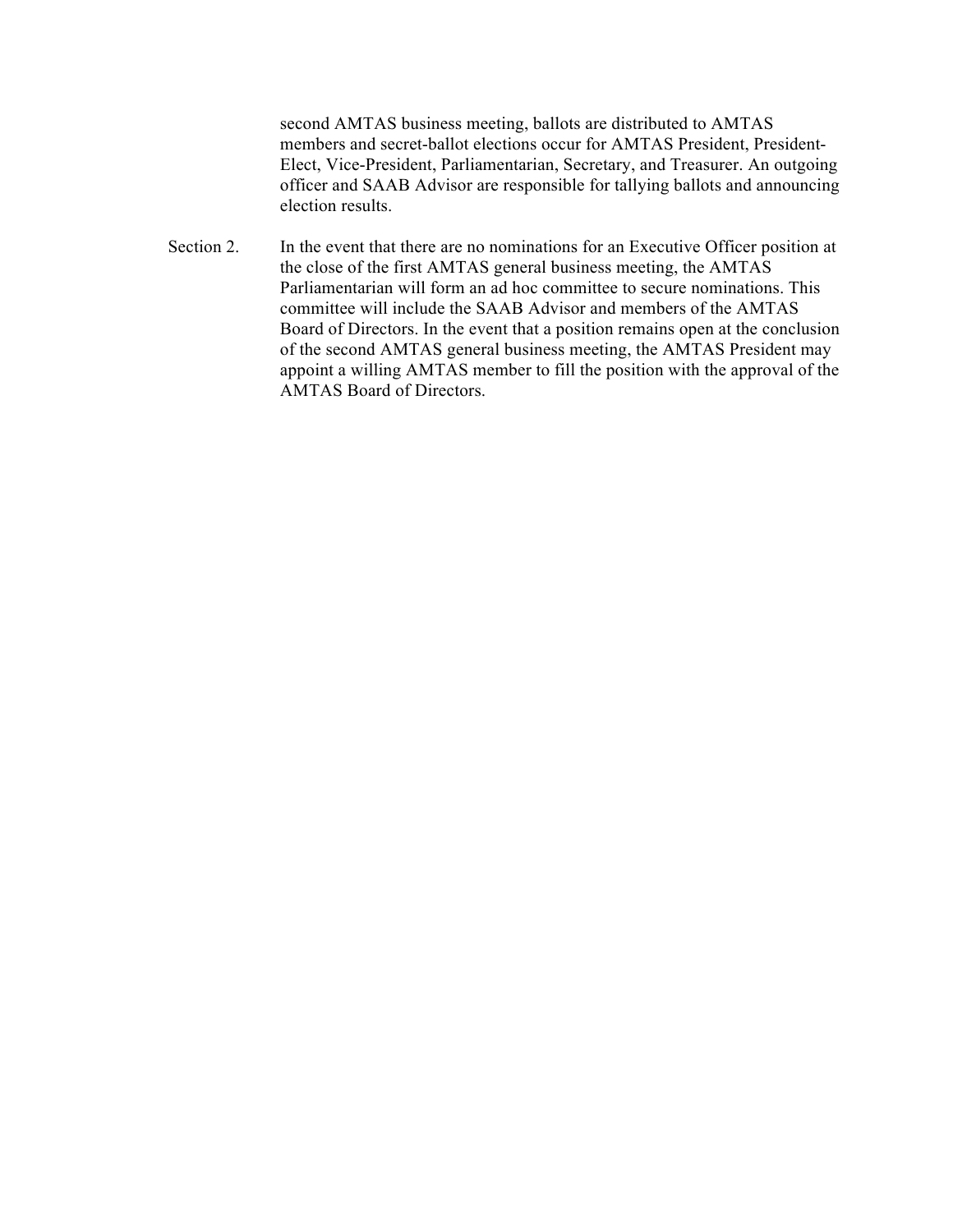second AMTAS business meeting, ballots are distributed to AMTAS members and secret-ballot elections occur for AMTAS President, President-Elect, Vice-President, Parliamentarian, Secretary, and Treasurer. An outgoing officer and SAAB Advisor are responsible for tallying ballots and announcing election results.

Section 2. In the event that there are no nominations for an Executive Officer position at the close of the first AMTAS general business meeting, the AMTAS Parliamentarian will form an ad hoc committee to secure nominations. This committee will include the SAAB Advisor and members of the AMTAS Board of Directors. In the event that a position remains open at the conclusion of the second AMTAS general business meeting, the AMTAS President may appoint a willing AMTAS member to fill the position with the approval of the AMTAS Board of Directors.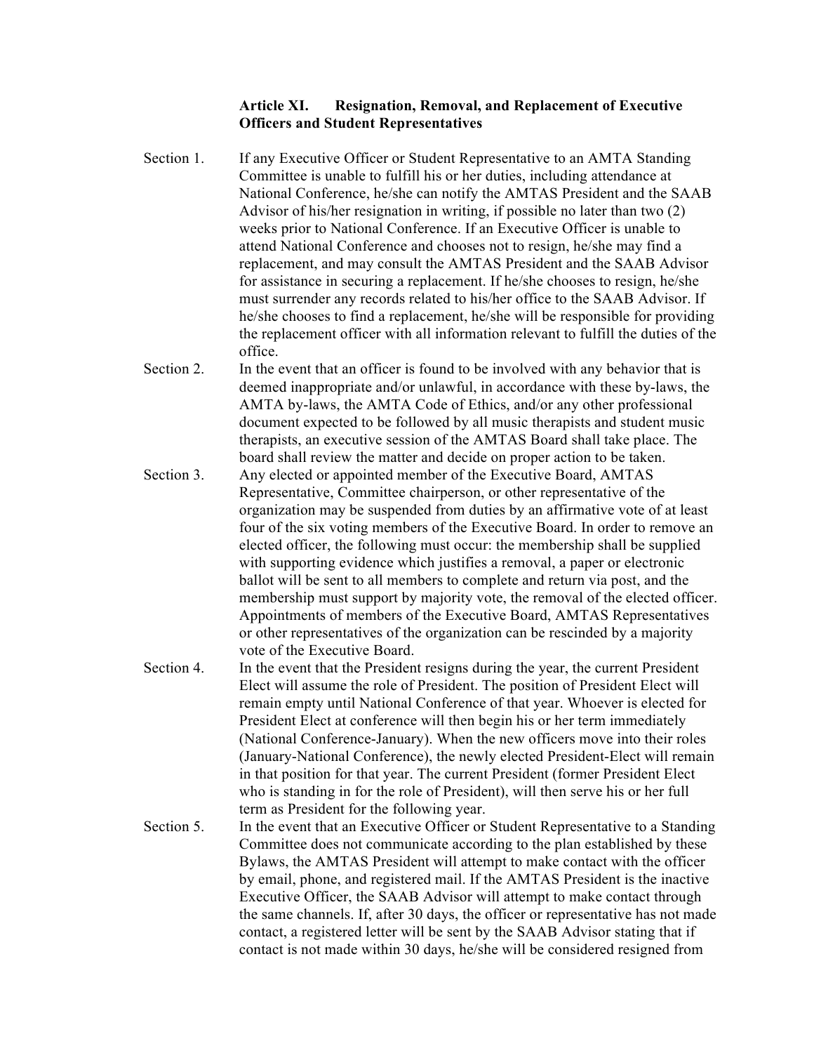### Article XI. Resignation, Removal, and Replacement of Executive Officers and Student Representatives

Section 1. If any Executive Officer or Student Representative to an AMTA Standing Committee is unable to fulfill his or her duties, including attendance at National Conference, he/she can notify the AMTAS President and the SAAB Advisor of his/her resignation in writing, if possible no later than two (2) weeks prior to National Conference. If an Executive Officer is unable to attend National Conference and chooses not to resign, he/she may find a replacement, and may consult the AMTAS President and the SAAB Advisor for assistance in securing a replacement. If he/she chooses to resign, he/she must surrender any records related to his/her office to the SAAB Advisor. If he/she chooses to find a replacement, he/she will be responsible for providing the replacement officer with all information relevant to fulfill the duties of the office.

Section 2. In the event that an officer is found to be involved with any behavior that is deemed inappropriate and/or unlawful, in accordance with these by-laws, the AMTA by-laws, the AMTA Code of Ethics, and/or any other professional document expected to be followed by all music therapists and student music therapists, an executive session of the AMTAS Board shall take place. The board shall review the matter and decide on proper action to be taken.

Section 3. Any elected or appointed member of the Executive Board, AMTAS Representative, Committee chairperson, or other representative of the organization may be suspended from duties by an affirmative vote of at least four of the six voting members of the Executive Board. In order to remove an elected officer, the following must occur: the membership shall be supplied with supporting evidence which justifies a removal, a paper or electronic ballot will be sent to all members to complete and return via post, and the membership must support by majority vote, the removal of the elected officer. Appointments of members of the Executive Board, AMTAS Representatives or other representatives of the organization can be rescinded by a majority vote of the Executive Board.

Section 4. In the event that the President resigns during the year, the current President Elect will assume the role of President. The position of President Elect will remain empty until National Conference of that year. Whoever is elected for President Elect at conference will then begin his or her term immediately (National Conference-January). When the new officers move into their roles (January-National Conference), the newly elected President-Elect will remain in that position for that year. The current President (former President Elect who is standing in for the role of President), will then serve his or her full term as President for the following year.

Section 5. In the event that an Executive Officer or Student Representative to a Standing Committee does not communicate according to the plan established by these Bylaws, the AMTAS President will attempt to make contact with the officer by email, phone, and registered mail. If the AMTAS President is the inactive Executive Officer, the SAAB Advisor will attempt to make contact through the same channels. If, after 30 days, the officer or representative has not made contact, a registered letter will be sent by the SAAB Advisor stating that if contact is not made within 30 days, he/she will be considered resigned from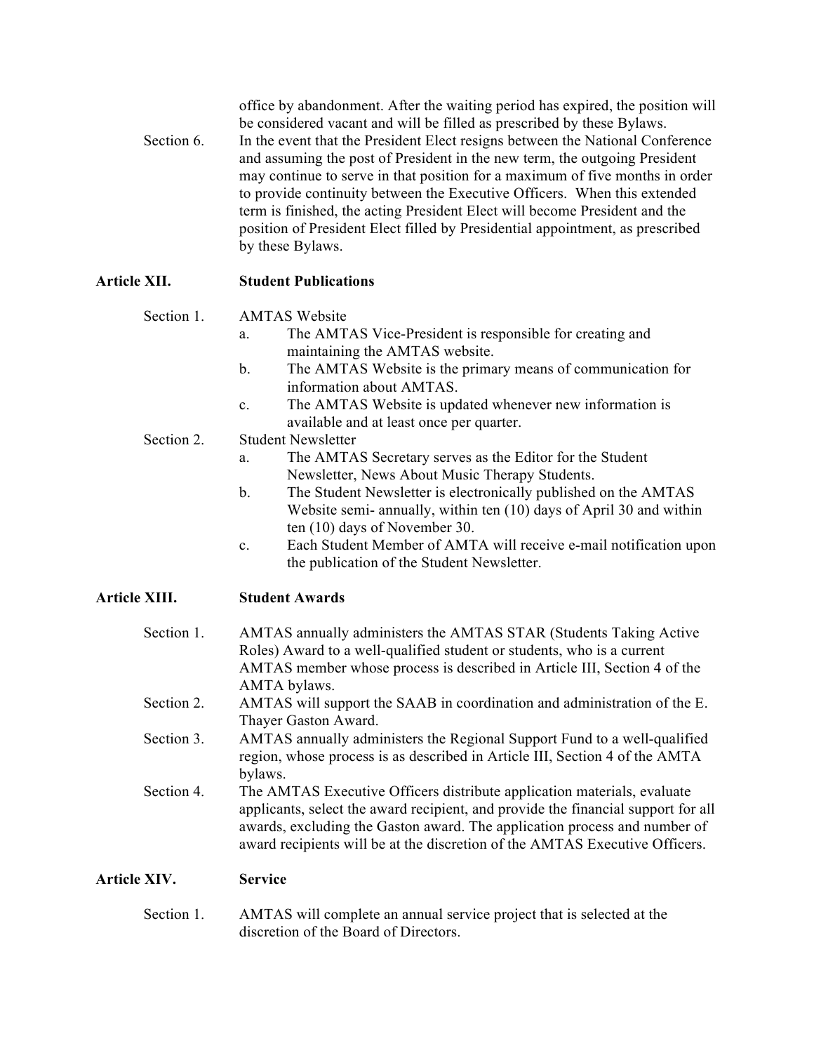office by abandonment. After the waiting period has expired, the position will be considered vacant and will be filled as prescribed by these Bylaws.

Section 6. In the event that the President Elect resigns between the National Conference and assuming the post of President in the new term, the outgoing President may continue to serve in that position for a maximum of five months in order to provide continuity between the Executive Officers. When this extended term is finished, the acting President Elect will become President and the position of President Elect filled by Presidential appointment, as prescribed by these Bylaws.

## Article XII. Student Publications

Section 1. AMTAS Website

a. The AMTAS Vice-President is responsible for creating and maintaining the AMTAS website.
b. The AMTAS Website is the primary means of communication for information about AMTAS.
c. The AMTAS Website is updated whenever new information is available and at least once per quarter.

Section 2. Student Newsletter

a. The AMTAS Secretary serves as the Editor for the Student Newsletter, News About Music Therapy Students.
b. The Student Newsletter is electronically published on the AMTAS Website semi- annually, within ten (10) days of April 30 and within ten (10) days of November 30.
c. Each Student Member of AMTA will receive e-mail notification upon the publication of the Student Newsletter.

## Article XIII. Student Awards

Section 1. AMTAS annually administers the AMTAS STAR (Students Taking Active Roles) Award to a well-qualified student or students, who is a current AMTAS member whose process is described in Article III, Section 4 of the AMTA bylaws.

Section 2. AMTAS will support the SAAB in coordination and administration of the E. Thayer Gaston Award.

Section 3. AMTAS annually administers the Regional Support Fund to a well-qualified region, whose process is as described in Article III, Section 4 of the AMTA bylaws.

Section 4. The AMTAS Executive Officers distribute application materials, evaluate applicants, select the award recipient, and provide the financial support for all awards, excluding the Gaston award. The application process and number of award recipients will be at the discretion of the AMTAS Executive Officers.

## Article XIV. Service

Section 1. AMTAS will complete an annual service project that is selected at the discretion of the Board of Directors.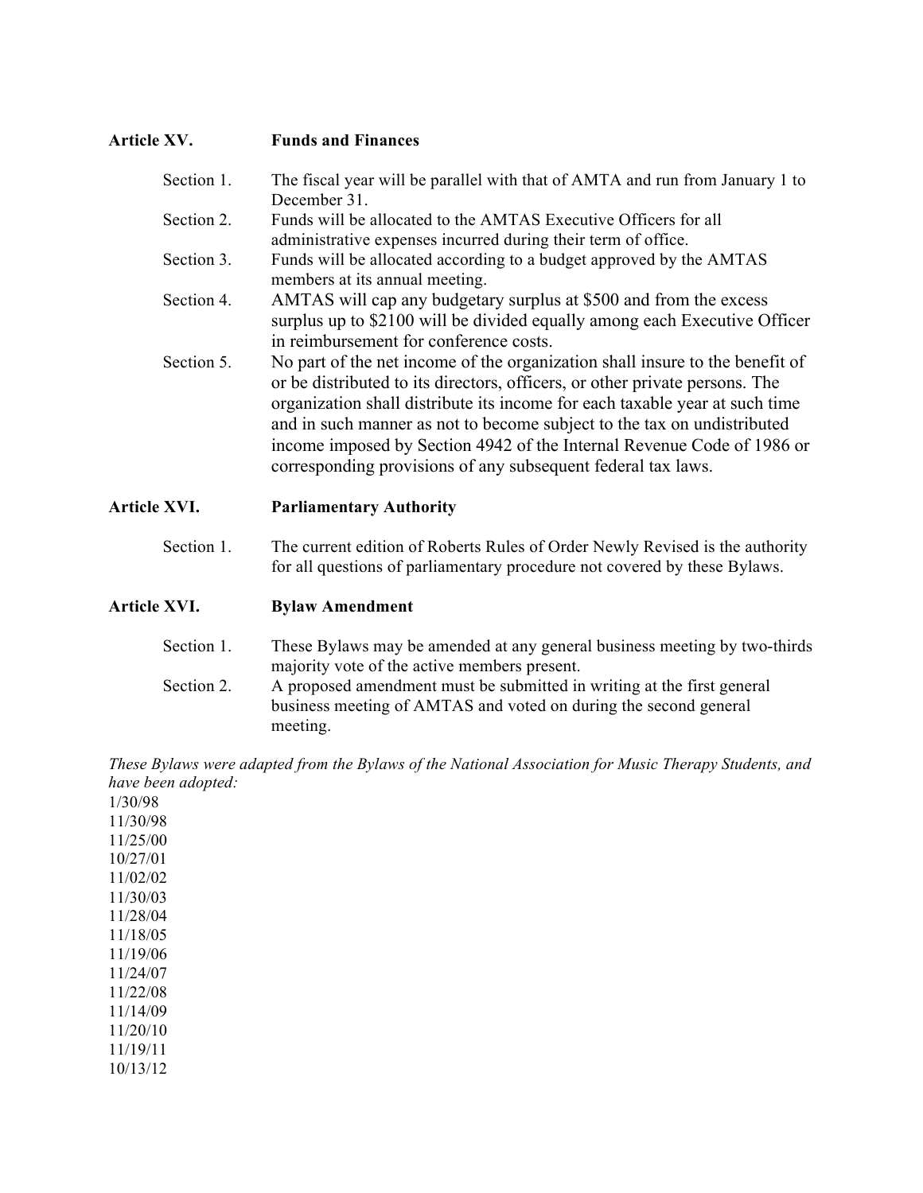## Article XV. Funds and Finances

Section 1. The fiscal year will be parallel with that of AMTA and run from January 1 to December 31.

Section 2. Funds will be allocated to the AMTAS Executive Officers for all administrative expenses incurred during their term of office.

Section 3. Funds will be allocated according to a budget approved by the AMTAS members at its annual meeting.

Section 4. AMTAS will cap any budgetary surplus at $500 and from the excess surplus up to $2100 will be divided equally among each Executive Officer in reimbursement for conference costs.

Section 5. No part of the net income of the organization shall insure to the benefit of or be distributed to its directors, officers, or other private persons. The organization shall distribute its income for each taxable year at such time and in such manner as not to become subject to the tax on undistributed income imposed by Section 4942 of the Internal Revenue Code of 1986 or corresponding provisions of any subsequent federal tax laws.

## Article XVI. Parliamentary Authority

Section 1. The current edition of Roberts Rules of Order Newly Revised is the authority for all questions of parliamentary procedure not covered by these Bylaws.

## Article XVI. Bylaw Amendment

Section 1. These Bylaws may be amended at any general business meeting by two-thirds majority vote of the active members present.

Section 2. A proposed amendment must be submitted in writing at the first general business meeting of AMTAS and voted on during the second general meeting.

*These Bylaws were adapted from the Bylaws of the National Association for Music Therapy Students, and have been adopted:*

1/30/98
11/30/98
11/25/00
10/27/01
11/02/02
11/30/03
11/28/04
11/18/05
11/19/06
11/24/07
11/22/08
11/14/09
11/20/10
11/19/11
10/13/12